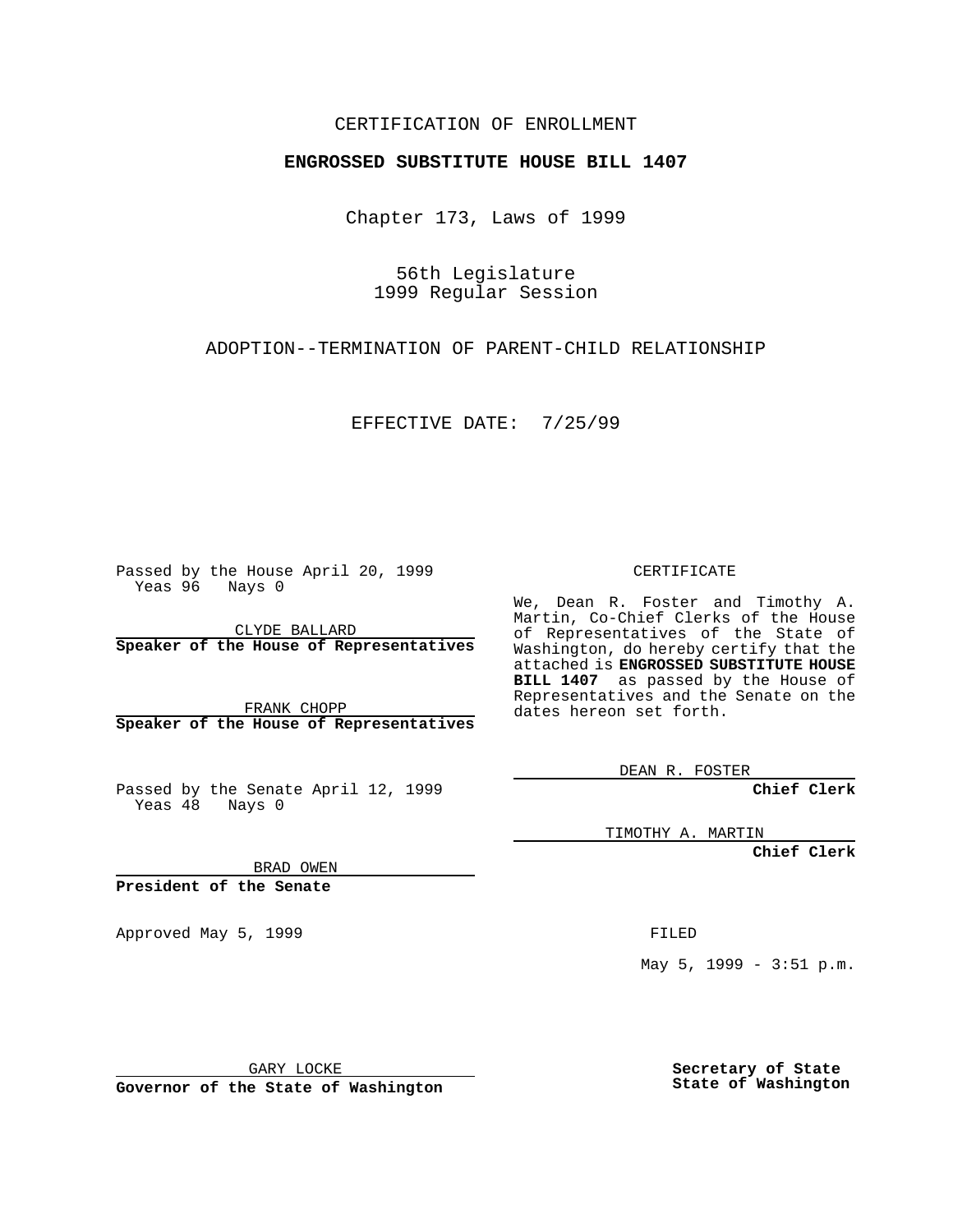CERTIFICATION OF ENROLLMENT

**ENGROSSED SUBSTITUTE HOUSE BILL 1407**

Chapter 173, Laws of 1999

56th Legislature
1999 Regular Session

ADOPTION--TERMINATION OF PARENT-CHILD RELATIONSHIP

EFFECTIVE DATE: 7/25/99

Passed by the House April 20, 1999
Yeas 96 Nays 0

CLYDE BALLARD
**Speaker of the House of Representatives**

FRANK CHOPP
**Speaker of the House of Representatives**

Passed by the Senate April 12, 1999
Yeas 48 Nays 0

BRAD OWEN
**President of the Senate**

Approved May 5, 1999

GARY LOCKE
**Governor of the State of Washington**

CERTIFICATE

We, Dean R. Foster and Timothy A. Martin, Co-Chief Clerks of the House of Representatives of the State of Washington, do hereby certify that the attached is **ENGROSSED SUBSTITUTE HOUSE BILL 1407** as passed by the House of Representatives and the Senate on the dates hereon set forth.

DEAN R. FOSTER
**Chief Clerk**

TIMOTHY A. MARTIN
**Chief Clerk**

FILED

May 5, 1999 - 3:51 p.m.

**Secretary of State**
**State of Washington**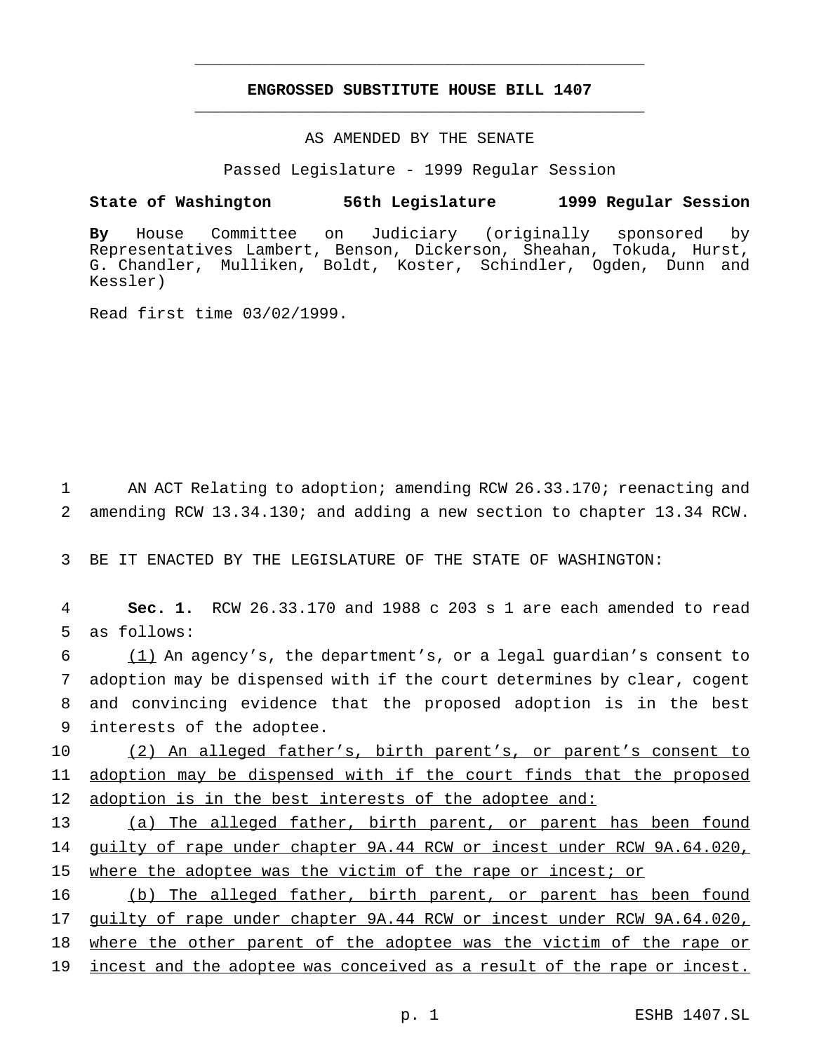# ENGROSSED SUBSTITUTE HOUSE BILL 1407

AS AMENDED BY THE SENATE

Passed Legislature - 1999 Regular Session

**State of Washington 56th Legislature 1999 Regular Session**

**By** House Committee on Judiciary (originally sponsored by Representatives Lambert, Benson, Dickerson, Sheahan, Tokuda, Hurst, G. Chandler, Mulliken, Boldt, Koster, Schindler, Ogden, Dunn and Kessler)

Read first time 03/02/1999.

AN ACT Relating to adoption; amending RCW 26.33.170; reenacting and amending RCW 13.34.130; and adding a new section to chapter 13.34 RCW.

BE IT ENACTED BY THE LEGISLATURE OF THE STATE OF WASHINGTON:

**Sec. 1.** RCW 26.33.170 and 1988 c 203 s 1 are each amended to read as follows:

(1) An agency's, the department's, or a legal guardian's consent to adoption may be dispensed with if the court determines by clear, cogent and convincing evidence that the proposed adoption is in the best interests of the adoptee.

(2) An alleged father's, birth parent's, or parent's consent to adoption may be dispensed with if the court finds that the proposed adoption is in the best interests of the adoptee and:

(a) The alleged father, birth parent, or parent has been found guilty of rape under chapter 9A.44 RCW or incest under RCW 9A.64.020, where the adoptee was the victim of the rape or incest; or

(b) The alleged father, birth parent, or parent has been found guilty of rape under chapter 9A.44 RCW or incest under RCW 9A.64.020, where the other parent of the adoptee was the victim of the rape or incest and the adoptee was conceived as a result of the rape or incest.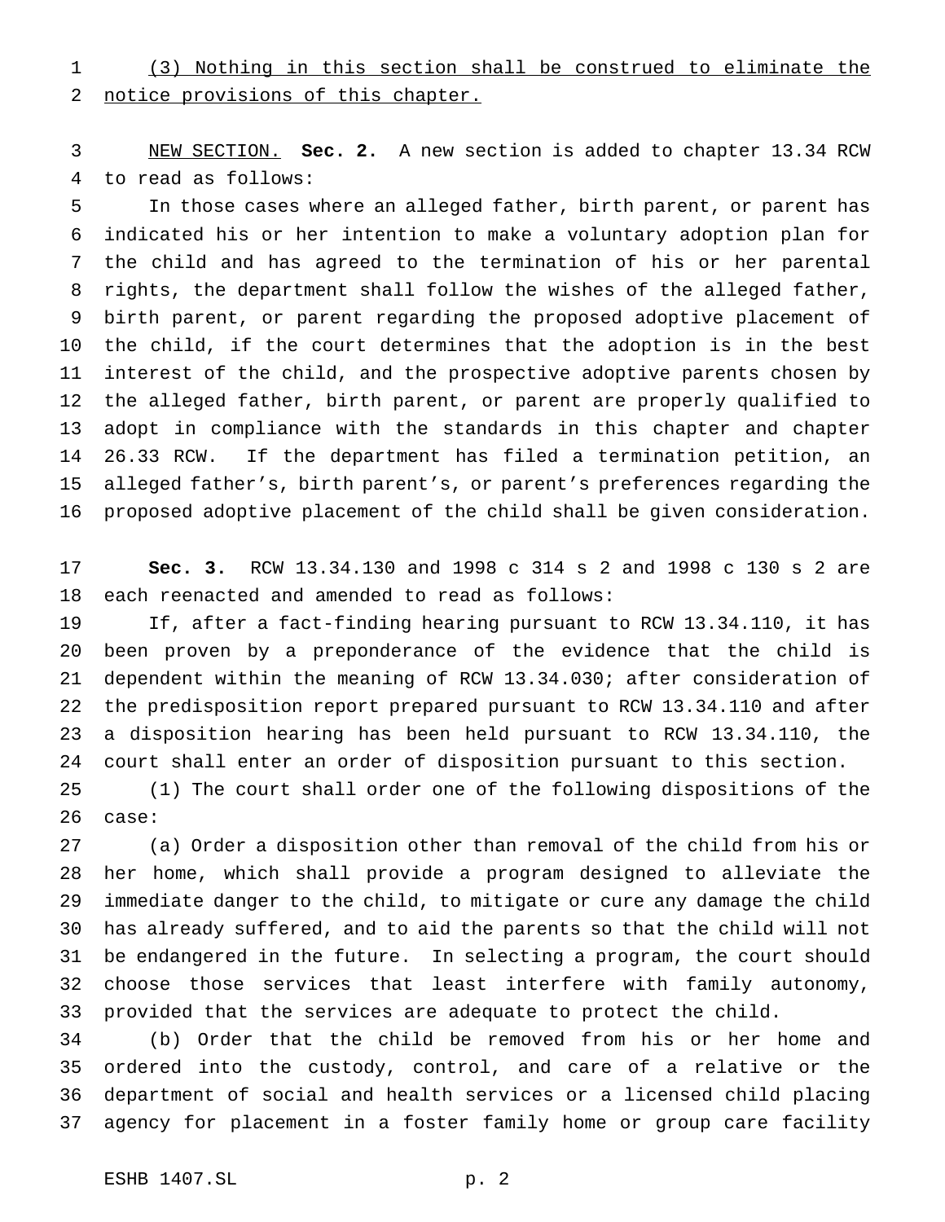(3) Nothing in this section shall be construed to eliminate the notice provisions of this chapter.

NEW SECTION. **Sec. 2.** A new section is added to chapter 13.34 RCW to read as follows:

In those cases where an alleged father, birth parent, or parent has indicated his or her intention to make a voluntary adoption plan for the child and has agreed to the termination of his or her parental rights, the department shall follow the wishes of the alleged father, birth parent, or parent regarding the proposed adoptive placement of the child, if the court determines that the adoption is in the best interest of the child, and the prospective adoptive parents chosen by the alleged father, birth parent, or parent are properly qualified to adopt in compliance with the standards in this chapter and chapter 26.33 RCW. If the department has filed a termination petition, an alleged father's, birth parent's, or parent's preferences regarding the proposed adoptive placement of the child shall be given consideration.

**Sec. 3.** RCW 13.34.130 and 1998 c 314 s 2 and 1998 c 130 s 2 are each reenacted and amended to read as follows:

If, after a fact-finding hearing pursuant to RCW 13.34.110, it has been proven by a preponderance of the evidence that the child is dependent within the meaning of RCW 13.34.030; after consideration of the predisposition report prepared pursuant to RCW 13.34.110 and after a disposition hearing has been held pursuant to RCW 13.34.110, the court shall enter an order of disposition pursuant to this section.

(1) The court shall order one of the following dispositions of the case:

(a) Order a disposition other than removal of the child from his or her home, which shall provide a program designed to alleviate the immediate danger to the child, to mitigate or cure any damage the child has already suffered, and to aid the parents so that the child will not be endangered in the future. In selecting a program, the court should choose those services that least interfere with family autonomy, provided that the services are adequate to protect the child.

(b) Order that the child be removed from his or her home and ordered into the custody, control, and care of a relative or the department of social and health services or a licensed child placing agency for placement in a foster family home or group care facility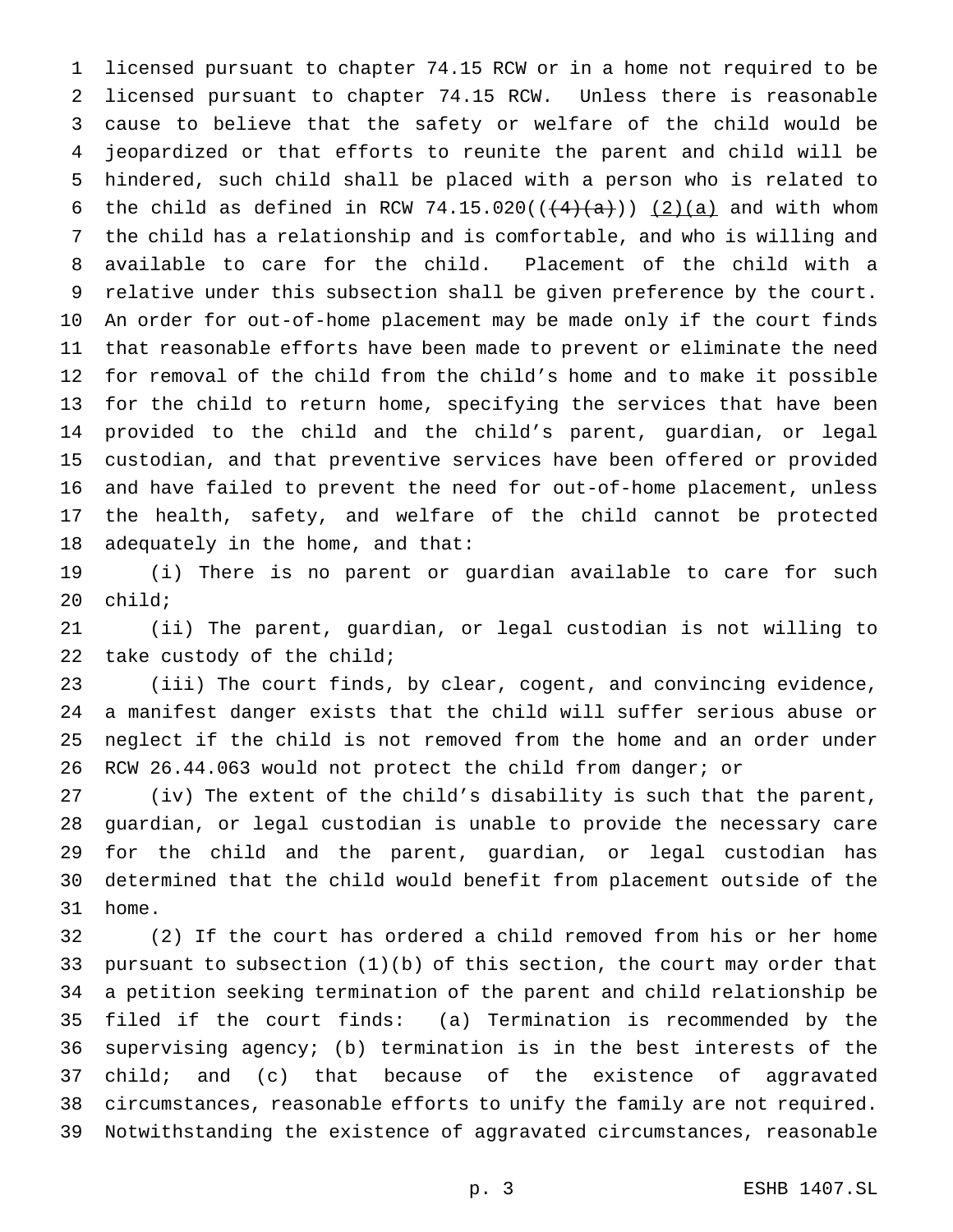licensed pursuant to chapter 74.15 RCW or in a home not required to be licensed pursuant to chapter 74.15 RCW. Unless there is reasonable cause to believe that the safety or welfare of the child would be jeopardized or that efforts to reunite the parent and child will be hindered, such child shall be placed with a person who is related to the child as defined in RCW 74.15.020((~~(4)(a)~~)) (2)(a) and with whom the child has a relationship and is comfortable, and who is willing and available to care for the child. Placement of the child with a relative under this subsection shall be given preference by the court. An order for out-of-home placement may be made only if the court finds that reasonable efforts have been made to prevent or eliminate the need for removal of the child from the child's home and to make it possible for the child to return home, specifying the services that have been provided to the child and the child's parent, guardian, or legal custodian, and that preventive services have been offered or provided and have failed to prevent the need for out-of-home placement, unless the health, safety, and welfare of the child cannot be protected adequately in the home, and that:

(i) There is no parent or guardian available to care for such child;

(ii) The parent, guardian, or legal custodian is not willing to take custody of the child;

(iii) The court finds, by clear, cogent, and convincing evidence, a manifest danger exists that the child will suffer serious abuse or neglect if the child is not removed from the home and an order under RCW 26.44.063 would not protect the child from danger; or

(iv) The extent of the child's disability is such that the parent, guardian, or legal custodian is unable to provide the necessary care for the child and the parent, guardian, or legal custodian has determined that the child would benefit from placement outside of the home.

(2) If the court has ordered a child removed from his or her home pursuant to subsection (1)(b) of this section, the court may order that a petition seeking termination of the parent and child relationship be filed if the court finds: (a) Termination is recommended by the supervising agency; (b) termination is in the best interests of the child; and (c) that because of the existence of aggravated circumstances, reasonable efforts to unify the family are not required. Notwithstanding the existence of aggravated circumstances, reasonable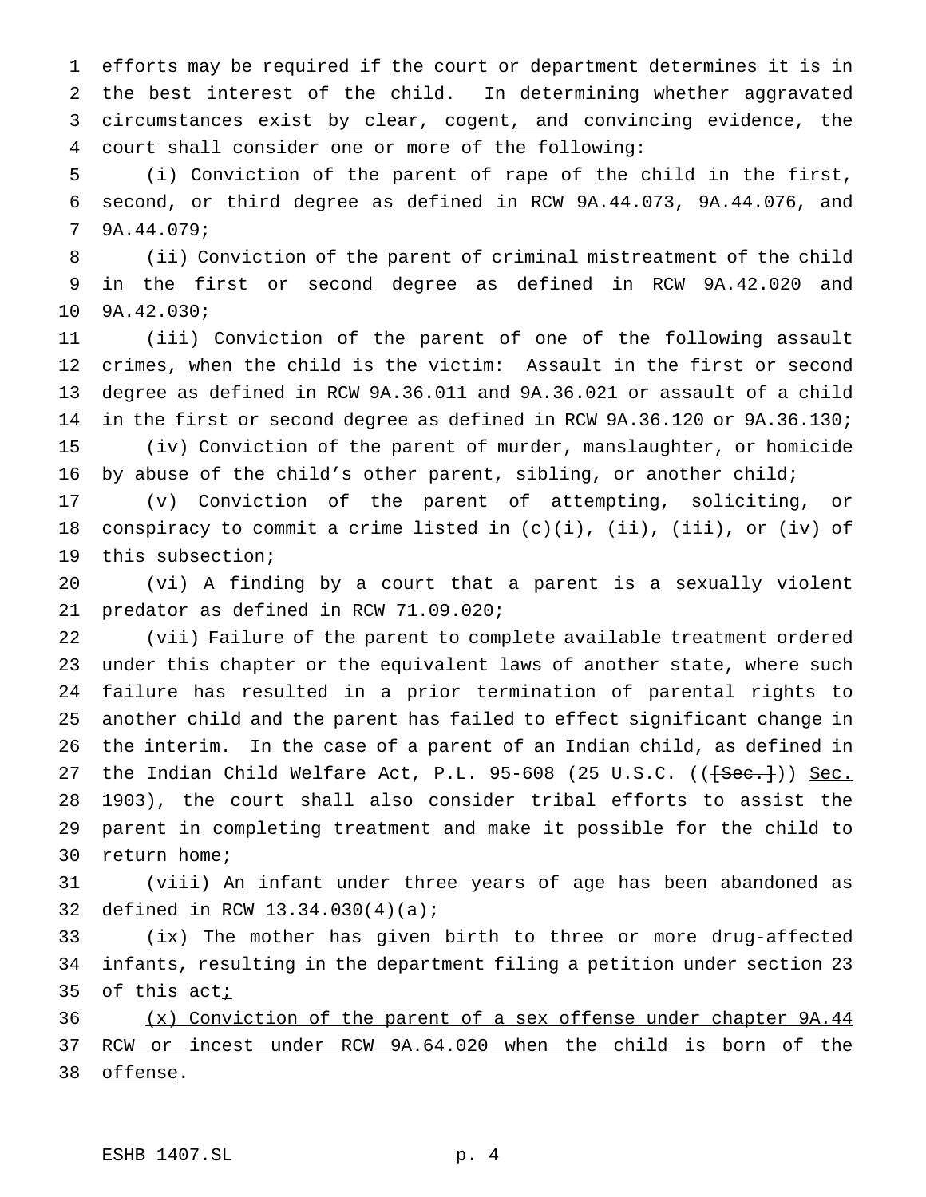efforts may be required if the court or department determines it is in the best interest of the child. In determining whether aggravated circumstances exist by clear, cogent, and convincing evidence, the court shall consider one or more of the following:

(i) Conviction of the parent of rape of the child in the first, second, or third degree as defined in RCW 9A.44.073, 9A.44.076, and 9A.44.079;

(ii) Conviction of the parent of criminal mistreatment of the child in the first or second degree as defined in RCW 9A.42.020 and 9A.42.030;

(iii) Conviction of the parent of one of the following assault crimes, when the child is the victim: Assault in the first or second degree as defined in RCW 9A.36.011 and 9A.36.021 or assault of a child in the first or second degree as defined in RCW 9A.36.120 or 9A.36.130;

(iv) Conviction of the parent of murder, manslaughter, or homicide by abuse of the child's other parent, sibling, or another child;

(v) Conviction of the parent of attempting, soliciting, or conspiracy to commit a crime listed in (c)(i), (ii), (iii), or (iv) of this subsection;

(vi) A finding by a court that a parent is a sexually violent predator as defined in RCW 71.09.020;

(vii) Failure of the parent to complete available treatment ordered under this chapter or the equivalent laws of another state, where such failure has resulted in a prior termination of parental rights to another child and the parent has failed to effect significant change in the interim. In the case of a parent of an Indian child, as defined in the Indian Child Welfare Act, P.L. 95-608 (25 U.S.C. (([Sec.])) Sec. 1903), the court shall also consider tribal efforts to assist the parent in completing treatment and make it possible for the child to return home;

(viii) An infant under three years of age has been abandoned as defined in RCW 13.34.030(4)(a);

(ix) The mother has given birth to three or more drug-affected infants, resulting in the department filing a petition under section 23 of this act;

(x) Conviction of the parent of a sex offense under chapter 9A.44 RCW or incest under RCW 9A.64.020 when the child is born of the offense.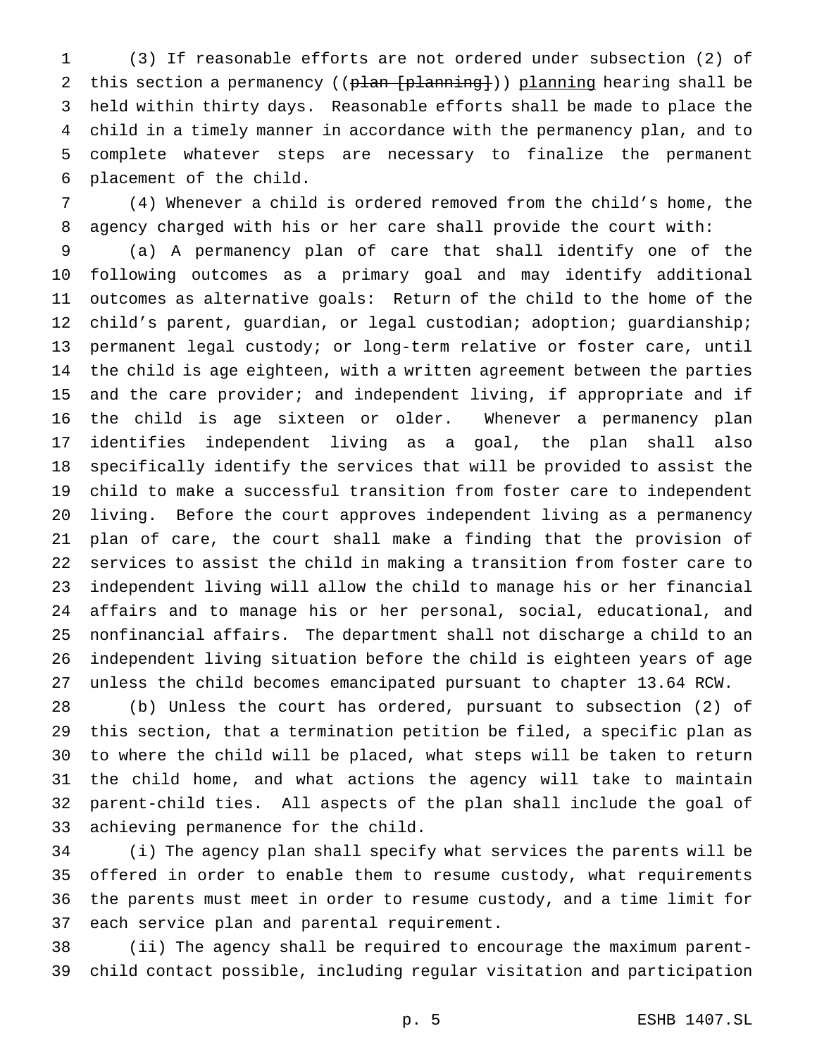(3) If reasonable efforts are not ordered under subsection (2) of this section a permanency ((~~plan [planning]~~)) planning hearing shall be held within thirty days. Reasonable efforts shall be made to place the child in a timely manner in accordance with the permanency plan, and to complete whatever steps are necessary to finalize the permanent placement of the child.

(4) Whenever a child is ordered removed from the child's home, the agency charged with his or her care shall provide the court with:

(a) A permanency plan of care that shall identify one of the following outcomes as a primary goal and may identify additional outcomes as alternative goals: Return of the child to the home of the child's parent, guardian, or legal custodian; adoption; guardianship; permanent legal custody; or long-term relative or foster care, until the child is age eighteen, with a written agreement between the parties and the care provider; and independent living, if appropriate and if the child is age sixteen or older. Whenever a permanency plan identifies independent living as a goal, the plan shall also specifically identify the services that will be provided to assist the child to make a successful transition from foster care to independent living. Before the court approves independent living as a permanency plan of care, the court shall make a finding that the provision of services to assist the child in making a transition from foster care to independent living will allow the child to manage his or her financial affairs and to manage his or her personal, social, educational, and nonfinancial affairs. The department shall not discharge a child to an independent living situation before the child is eighteen years of age unless the child becomes emancipated pursuant to chapter 13.64 RCW.

(b) Unless the court has ordered, pursuant to subsection (2) of this section, that a termination petition be filed, a specific plan as to where the child will be placed, what steps will be taken to return the child home, and what actions the agency will take to maintain parent-child ties. All aspects of the plan shall include the goal of achieving permanence for the child.

(i) The agency plan shall specify what services the parents will be offered in order to enable them to resume custody, what requirements the parents must meet in order to resume custody, and a time limit for each service plan and parental requirement.

(ii) The agency shall be required to encourage the maximum parent-child contact possible, including regular visitation and participation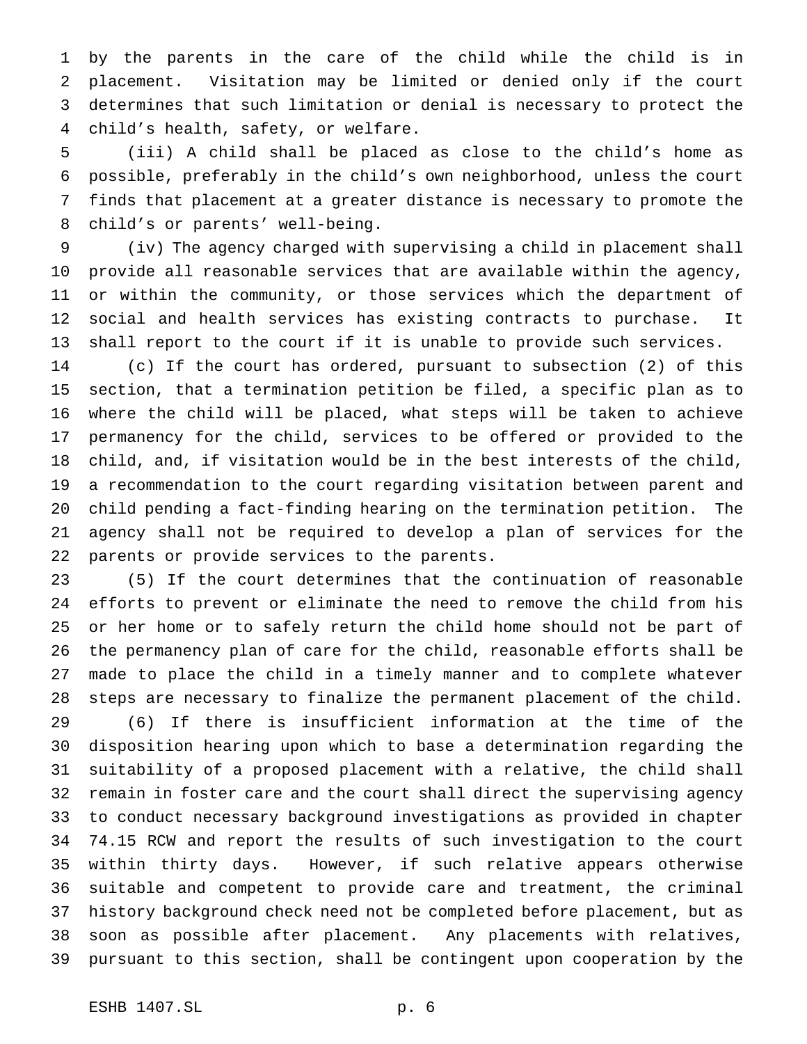by the parents in the care of the child while the child is in placement. Visitation may be limited or denied only if the court determines that such limitation or denial is necessary to protect the child's health, safety, or welfare.

(iii) A child shall be placed as close to the child's home as possible, preferably in the child's own neighborhood, unless the court finds that placement at a greater distance is necessary to promote the child's or parents' well-being.

(iv) The agency charged with supervising a child in placement shall provide all reasonable services that are available within the agency, or within the community, or those services which the department of social and health services has existing contracts to purchase. It shall report to the court if it is unable to provide such services.

(c) If the court has ordered, pursuant to subsection (2) of this section, that a termination petition be filed, a specific plan as to where the child will be placed, what steps will be taken to achieve permanency for the child, services to be offered or provided to the child, and, if visitation would be in the best interests of the child, a recommendation to the court regarding visitation between parent and child pending a fact-finding hearing on the termination petition. The agency shall not be required to develop a plan of services for the parents or provide services to the parents.

(5) If the court determines that the continuation of reasonable efforts to prevent or eliminate the need to remove the child from his or her home or to safely return the child home should not be part of the permanency plan of care for the child, reasonable efforts shall be made to place the child in a timely manner and to complete whatever steps are necessary to finalize the permanent placement of the child.

(6) If there is insufficient information at the time of the disposition hearing upon which to base a determination regarding the suitability of a proposed placement with a relative, the child shall remain in foster care and the court shall direct the supervising agency to conduct necessary background investigations as provided in chapter 74.15 RCW and report the results of such investigation to the court within thirty days. However, if such relative appears otherwise suitable and competent to provide care and treatment, the criminal history background check need not be completed before placement, but as soon as possible after placement. Any placements with relatives, pursuant to this section, shall be contingent upon cooperation by the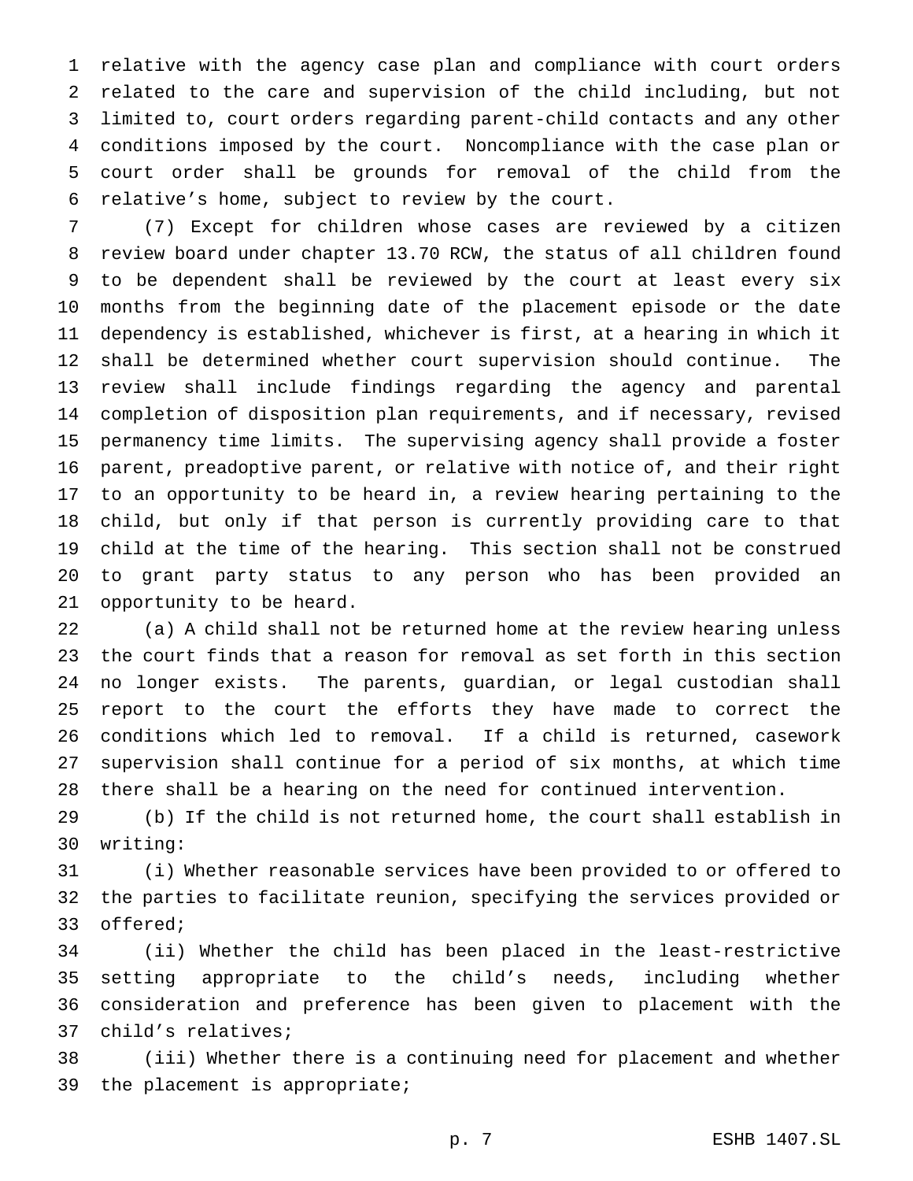relative with the agency case plan and compliance with court orders related to the care and supervision of the child including, but not limited to, court orders regarding parent-child contacts and any other conditions imposed by the court. Noncompliance with the case plan or court order shall be grounds for removal of the child from the relative's home, subject to review by the court.

(7) Except for children whose cases are reviewed by a citizen review board under chapter 13.70 RCW, the status of all children found to be dependent shall be reviewed by the court at least every six months from the beginning date of the placement episode or the date dependency is established, whichever is first, at a hearing in which it shall be determined whether court supervision should continue. The review shall include findings regarding the agency and parental completion of disposition plan requirements, and if necessary, revised permanency time limits. The supervising agency shall provide a foster parent, preadoptive parent, or relative with notice of, and their right to an opportunity to be heard in, a review hearing pertaining to the child, but only if that person is currently providing care to that child at the time of the hearing. This section shall not be construed to grant party status to any person who has been provided an opportunity to be heard.

(a) A child shall not be returned home at the review hearing unless the court finds that a reason for removal as set forth in this section no longer exists. The parents, guardian, or legal custodian shall report to the court the efforts they have made to correct the conditions which led to removal. If a child is returned, casework supervision shall continue for a period of six months, at which time there shall be a hearing on the need for continued intervention.

(b) If the child is not returned home, the court shall establish in writing:

(i) Whether reasonable services have been provided to or offered to the parties to facilitate reunion, specifying the services provided or offered;

(ii) Whether the child has been placed in the least-restrictive setting appropriate to the child's needs, including whether consideration and preference has been given to placement with the child's relatives;

(iii) Whether there is a continuing need for placement and whether the placement is appropriate;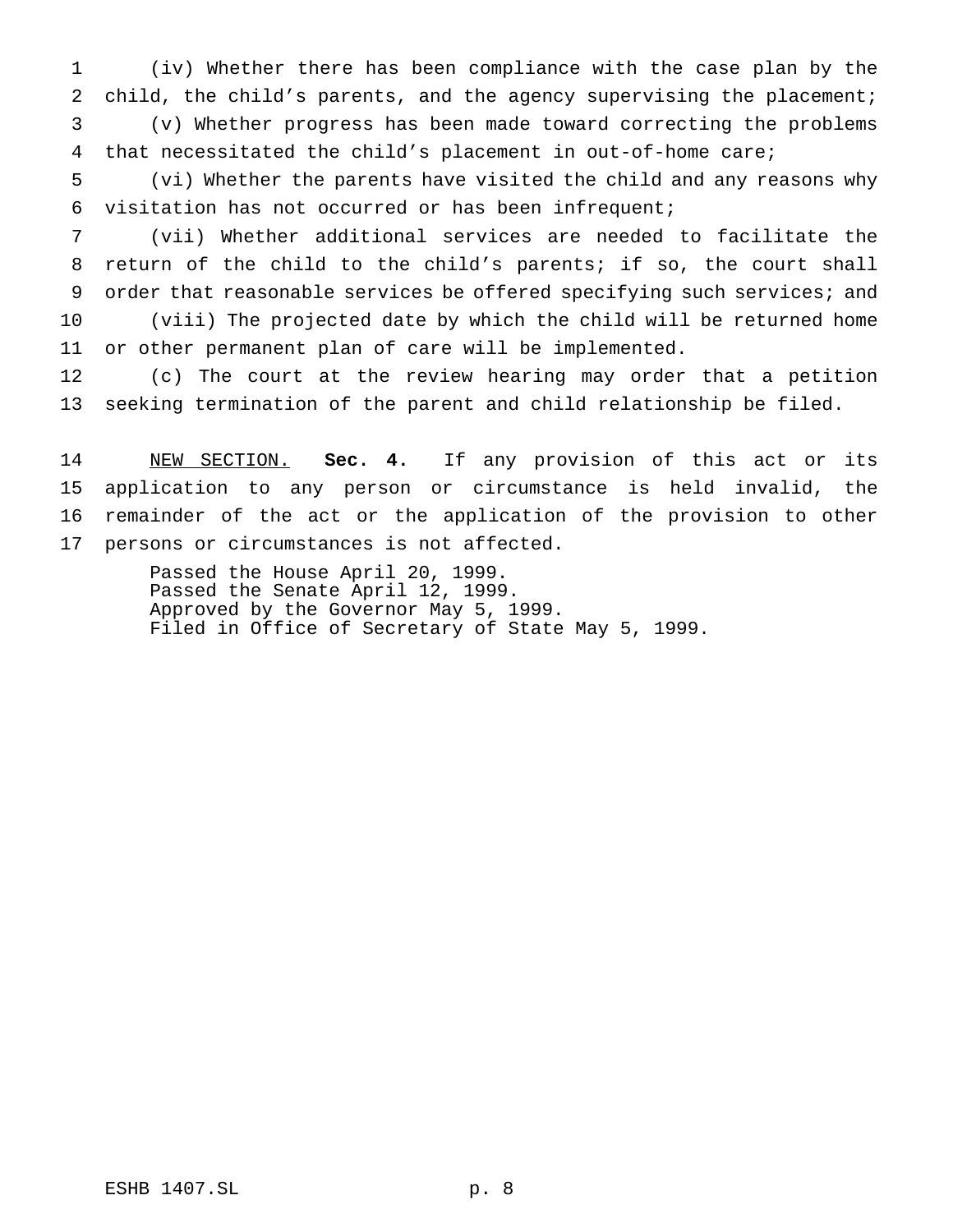(iv) Whether there has been compliance with the case plan by the child, the child's parents, and the agency supervising the placement;

(v) Whether progress has been made toward correcting the problems that necessitated the child's placement in out-of-home care;

(vi) Whether the parents have visited the child and any reasons why visitation has not occurred or has been infrequent;

(vii) Whether additional services are needed to facilitate the return of the child to the child's parents; if so, the court shall order that reasonable services be offered specifying such services; and

(viii) The projected date by which the child will be returned home or other permanent plan of care will be implemented.

(c) The court at the review hearing may order that a petition seeking termination of the parent and child relationship be filed.

NEW SECTION. **Sec. 4.** If any provision of this act or its application to any person or circumstance is held invalid, the remainder of the act or the application of the provision to other persons or circumstances is not affected.

Passed the House April 20, 1999.
Passed the Senate April 12, 1999.
Approved by the Governor May 5, 1999.
Filed in Office of Secretary of State May 5, 1999.